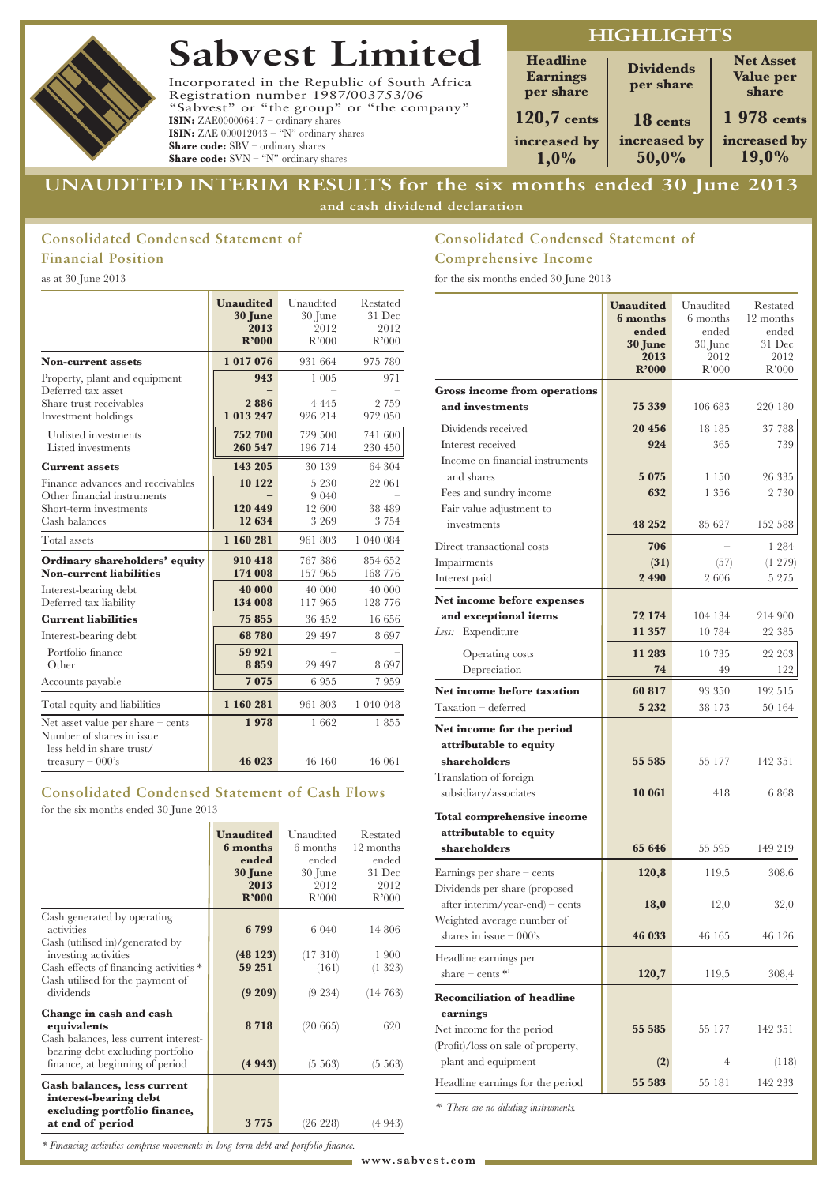# Sabvest Limited

Incorporated in the Republic of South Africa
Registration number 1987/003753/06
"Sabvest" or "the group" or "the company"
**ISIN:** ZAE000006417 – ordinary shares
**ISIN:** ZAE 000012043 – "N" ordinary shares
**Share code:** SBV – ordinary shares
**Share code:** SVN – "N" ordinary shares

## HIGHLIGHTS

| Headline Earnings per share | Dividends per share | Net Asset Value per share |
|---|---|---|
| 120,7 cents | 18 cents | 1 978 cents |
| increased by 1,0% | increased by 50,0% | increased by 19,0% |

# UNAUDITED INTERIM RESULTS for the six months ended 30 June 2013

and cash dividend declaration

## Consolidated Condensed Statement of Financial Position

as at 30 June 2013

| | **Unaudited 30 June 2013 R'000** | Unaudited 30 June 2012 R'000 | Restated 31 Dec 2012 R'000 |
|---|---|---|---|
| **Non-current assets** | **1 017 076** | 931 664 | 975 780 |
| Property, plant and equipment | **943** | 1 005 | 971 |
| Deferred tax asset | **–** | – | – |
| Share trust receivables | **2 886** | 4 445 | 2 759 |
| Investment holdings | **1 013 247** | 926 214 | 972 050 |
| Unlisted investments | **752 700** | 729 500 | 741 600 |
| Listed investments | **260 547** | 196 714 | 230 450 |
| **Current assets** | **143 205** | 30 139 | 64 304 |
| Finance advances and receivables | **10 122** | 5 230 | 22 061 |
| Other financial instruments | **–** | 9 040 | – |
| Short-term investments | **120 449** | 12 600 | 38 489 |
| Cash balances | **12 634** | 3 269 | 3 754 |
| Total assets | **1 160 281** | 961 803 | 1 040 084 |
| **Ordinary shareholders' equity** | **910 418** | 767 386 | 854 652 |
| **Non-current liabilities** | **174 008** | 157 965 | 168 776 |
| Interest-bearing debt | **40 000** | 40 000 | 40 000 |
| Deferred tax liability | **134 008** | 117 965 | 128 776 |
| **Current liabilities** | **75 855** | 36 452 | 16 656 |
| Interest-bearing debt | **68 780** | 29 497 | 8 697 |
| Portfolio finance | **59 921** | – | – |
| Other | **8 859** | 29 497 | 8 697 |
| Accounts payable | **7 075** | 6 955 | 7 959 |
| Total equity and liabilities | **1 160 281** | 961 803 | 1 040 048 |
| Net asset value per share – cents | **1 978** | 1 662 | 1 855 |
| Number of shares in issue less held in share trust/treasury – 000's | **46 023** | 46 160 | 46 061 |

## Consolidated Condensed Statement of Cash Flows

for the six months ended 30 June 2013

| | **Unaudited 6 months ended 30 June 2013 R'000** | Unaudited 6 months ended 30 June 2012 R'000 | Restated 12 months ended 31 Dec 2012 R'000 |
|---|---|---|---|
| Cash generated by operating activities | **6 799** | 6 040 | 14 806 |
| Cash (utilised in)/generated by investing activities | **(48 123)** | (17 310) | 1 900 |
| Cash effects of financing activities * | **59 251** | (161) | (1 323) |
| Cash utilised for the payment of dividends | **(9 209)** | (9 234) | (14 763) |
| **Change in cash and cash equivalents** | **8 718** | (20 665) | 620 |
| Cash balances, less current interest-bearing debt excluding portfolio finance, at beginning of period | **(4 943)** | (5 563) | (5 563) |
| **Cash balances, less current interest-bearing debt excluding portfolio finance, at end of period** | **3 775** | (26 228) | (4 943) |

*\* Financing activities comprise movements in long-term debt and portfolio finance.*

## Consolidated Condensed Statement of Comprehensive Income

for the six months ended 30 June 2013

| | **Unaudited 6 months ended 30 June 2013 R'000** | Unaudited 6 months ended 30 June 2012 R'000 | Restated 12 months ended 31 Dec 2012 R'000 |
|---|---|---|---|
| **Gross income from operations and investments** | **75 339** | 106 683 | 220 180 |
| Dividends received | **20 456** | 18 185 | 37 788 |
| Interest received | **924** | 365 | 739 |
| Income on financial instruments and shares | **5 075** | 1 150 | 26 335 |
| Fees and sundry income | **632** | 1 356 | 2 730 |
| Fair value adjustment to investments | **48 252** | 85 627 | 152 588 |
| Direct transactional costs | **706** | – | 1 284 |
| Impairments | **(31)** | (57) | (1 279) |
| Interest paid | **2 490** | 2 606 | 5 275 |
| **Net income before expenses and exceptional items** | **72 174** | 104 134 | 214 900 |
| *Less:* Expenditure | **11 357** | 10 784 | 22 385 |
| Operating costs | **11 283** | 10 735 | 22 263 |
| Depreciation | **74** | 49 | 122 |
| **Net income before taxation** | **60 817** | 93 350 | 192 515 |
| Taxation – deferred | **5 232** | 38 173 | 50 164 |
| **Net income for the period attributable to equity shareholders** | **55 585** | 55 177 | 142 351 |
| Translation of foreign subsidiary/associates | **10 061** | 418 | 6 868 |
| **Total comprehensive income attributable to equity shareholders** | **65 646** | 55 595 | 149 219 |
| Earnings per share – cents | **120,8** | 119,5 | 308,6 |
| Dividends per share (proposed after interim/year-end) – cents | **18,0** | 12,0 | 32,0 |
| Weighted average number of shares in issue – 000's | **46 033** | 46 165 | 46 126 |
| Headline earnings per share – cents *[1] | **120,7** | 119,5 | 308,4 |
| **Reconciliation of headline earnings** | | | |
| Net income for the period | **55 585** | 55 177 | 142 351 |
| (Profit)/loss on sale of property, plant and equipment | **(2)** | 4 | (118) |
| Headline earnings for the period | **55 583** | 55 181 | 142 233 |

*\*[1] There are no diluting instruments.*

www.sabvest.com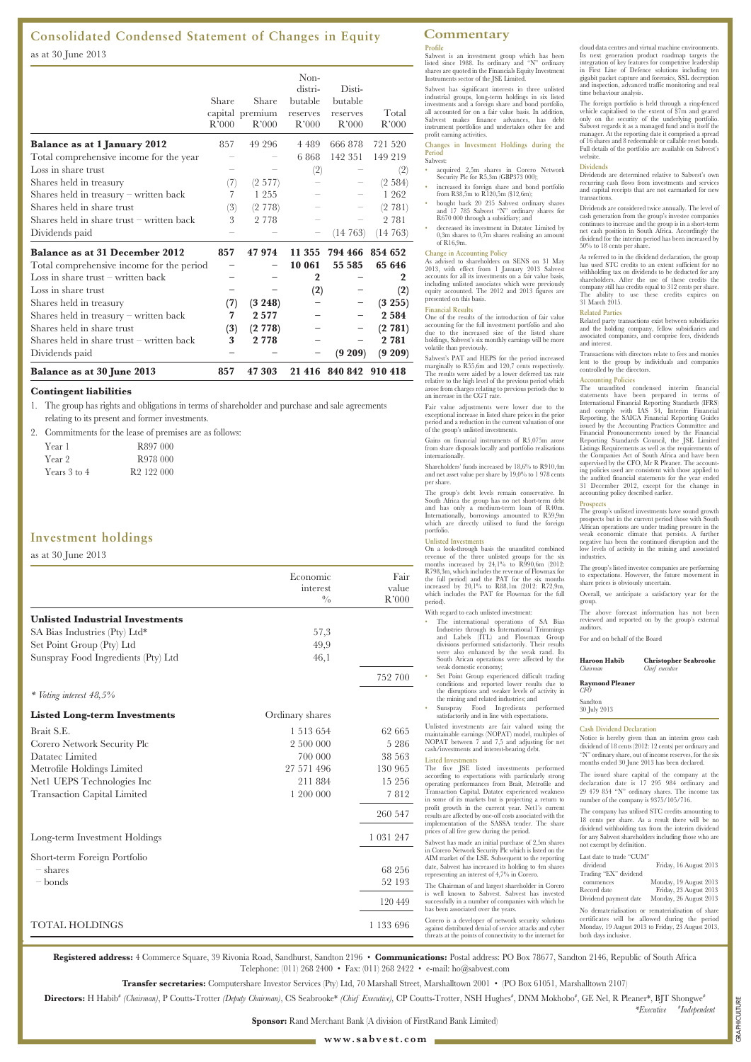## Consolidated Condensed Statement of Changes in Equity

as at 30 June 2013

| | Share capital R'000 | Share premium R'000 | Non-distributable reserves R'000 | Distributable reserves R'000 | Total R'000 |
|---|---|---|---|---|---|
| **Balance as at 1 January 2012** | 857 | 49 296 | 4 489 | 666 878 | 721 520 |
| Total comprehensive income for the year | – | – | 6 868 | 142 351 | 149 219 |
| Loss in share trust | – | – | (2) | – | (2) |
| Shares held in treasury | (7) | (2 577) | – | – | (2 584) |
| Shares held in treasury – written back | 7 | 1 255 | – | – | 1 262 |
| Shares held in share trust | (3) | (2 778) | – | – | (2 781) |
| Shares held in share trust – written back | 3 | 2 778 | – | – | 2 781 |
| Dividends paid | – | – | – | (14 763) | (14 763) |
| **Balance as at 31 December 2012** | **857** | **47 974** | **11 355** | **794 466** | **854 652** |
| Total comprehensive income for the period | **–** | **–** | **10 061** | **55 585** | **65 646** |
| Loss in share trust – written back | **–** | **–** | **2** | **–** | **2** |
| Loss in share trust | **–** | **–** | **(2)** | **–** | **(2)** |
| Shares held in treasury | **(7)** | **(3 248)** | **–** | **–** | **(3 255)** |
| Shares held in treasury – written back | **7** | **2 577** | **–** | **–** | **2 584** |
| Shares held in share trust | **(3)** | **(2 778)** | **–** | **–** | **(2 781)** |
| Shares held in share trust – written back | **3** | **2 778** | **–** | **–** | **2 781** |
| Dividends paid | **–** | **–** | **–** | **(9 209)** | **(9 209)** |
| **Balance as at 30 June 2013** | **857** | **47 303** | **21 416** | **840 842** | **910 418** |

### Contingent liabilities

1. The group has rights and obligations in terms of shareholder and purchase and sale agreements relating to its present and former investments.
2. Commitments for the lease of premises are as follows:

| | |
|---|---|
| Year 1 | R897 000 |
| Year 2 | R978 000 |
| Years 3 to 4 | R2 122 000 |

## Investment holdings

as at 30 June 2013

| | Economic interest % | Fair value R'000 |
|---|---|---|
| **Unlisted Industrial Investments** | | |
| SA Bias Industries (Pty) Ltd* | 57,3 | |
| Set Point Group (Pty) Ltd | 49,9 | |
| Sunspray Food Ingredients (Pty) Ltd | 46,1 | |
| | | 752 700 |

*\* Voting interest 48,5%*

| **Listed Long-term Investments** | Ordinary shares | |
|---|---|---|
| Brait S.E. | 1 513 654 | 62 665 |
| Corero Network Security Plc | 2 500 000 | 5 286 |
| Datatec Limited | 700 000 | 38 563 |
| Metrofile Holdings Limited | 27 571 496 | 130 965 |
| Net1 UEPS Technologies Inc | 211 884 | 15 256 |
| Transaction Capital Limited | 1 200 000 | 7 812 |
| | | 260 547 |
| Long-term Investment Holdings | | 1 031 247 |
| Short-term Foreign Portfolio | | |
| – shares | | 68 256 |
| – bonds | | 52 193 |
| | | 120 449 |
| TOTAL HOLDINGS | | 1 133 696 |

## Commentary

### Profile

Sabvest is an investment group which has been listed since 1988. Its ordinary and "N" ordinary shares are quoted in the Financials Equity Investment Instruments sector of the JSE Limited.

Sabvest has significant interests in three unlisted industrial groups, long-term holdings in six listed investments and a foreign share and bond portfolio, all accounted for on a fair value basis. In addition, Sabvest makes finance advances, has debt instrument portfolios and undertakes other fee and profit earning activities.

### Changes in Investment Holdings during the Period

Sabvest:

- acquired 2,5m shares in Corero Network Security Plc for R5,3m (GBP373 000);
- increased its foreign share and bond portfolio from R38,5m to R120,5m ($12,6m);
- bought back 20 235 Sabvest ordinary shares and 17 785 Sabvest "N" ordinary shares for R670 000 through a subsidiary; and
- decreased its investment in Datatec Limited by 0,3m shares to 0,7m shares realising an amount of R16,9m.

### Change in Accounting Policy

As advised to shareholders on SENS on 31 May 2013, with effect from 1 January 2013 Sabvest accounts for all its investments on a fair value basis, including unlisted associates which were previously equity accounted. The 2012 and 2013 figures are presented on this basis.

### Financial Results

One of the results of the introduction of fair value accounting for the full investment portfolio and also due to the increased size of the listed share holdings, Sabvest's six monthly earnings will be more volatile than previously.

Sabvest's PAT and HEPS for the period increased marginally to R55,6m and 120,7 cents respectively. The results were aided by a lower deferred tax rate relative to the high level of the previous period which arose from charges relating to previous periods due to an increase in the CGT rate.

Fair value adjustments were lower due to the exceptional increase in listed share prices in the prior period and a reduction in the current valuation of one of the group's unlisted investments.

Gains on financial instruments of R5,075m arose from share disposals locally and portfolio realisations internationally.

Shareholders' funds increased by 18,6% to R910,4m and net asset value per share by 19,0% to 1 978 cents per share.

The group's debt levels remain conservative. In South Africa the group has no net short-term debt and has only a medium-term loan of R40m. Internationally, borrowings amounted to R59,9m which are directly utilised to fund the foreign portfolio.

### Unlisted Investments

On a look-through basis the unaudited combined revenue of the three unlisted groups for the six months increased by 24,1% to R990,6m (2012: R798,3m, which includes the revenue of Flowmax for the full period) and the PAT for the six months increased by 20,1% to R88,1m (2012: R72,9m, which includes the PAT for Flowmax for the full period).

With regard to each unlisted investment:

- The international operations of SA Bias Industries through its International Trimmings and Labels (ITL) and Flowmax Group divisions performed satisfactorily. Their results were also enhanced by the weak rand. Its South African operations were affected by the weak domestic economy;
- Set Point Group experienced difficult trading conditions and reported lower results due to the disruptions and weaker levels of activity in the mining and related industries; and
- Sunspray Food Ingredients performed satisfactorily and in line with expectations.

Unlisted investments are fair valued using the maintainable earnings (NOPAT) model, multiples of NOPAT between 7 and 7,5 and adjusting for net cash/investments and interest-bearing debt.

### Listed Investments

The five JSE listed investments performed according to expectations with particularly strong operating performances from Brait, Metrofile and Transaction Capital. Datatec experienced weakness in some of its markets but is projecting a return to profit growth in the current year. Net1's current results are affected by one-off costs associated with the implementation of the SASSA tender. The share prices of all five grew during the period.

Sabvest has made an initial purchase of 2,5m shares in Corero Network Security Plc which is listed on the AIM market of the LSE. Subsequent to the reporting date, Sabvest has increased its holding to 4m shares representing an interest of 4,7% in Corero.

The Chairman of and largest shareholder in Corero is well known to Sabvest. Sabvest has invested successfully in a number of companies with which he has been associated over the years.

Corero is a developer of network security solutions against distributed denial of service attacks and cyber threats at the points of connectivity to the internet for cloud data centres and virtual machine environments. Its next generation product roadmap targets the integration of key features for competitive leadership in First Line of Defence solutions including ten gigabit packet capture and forensics, SSL decryption and inspection, advanced traffic monitoring and real time behaviour analysis.

The foreign portfolio is held through a ring-fenced vehicle capitalised to the extent of $7m and geared only on the security of the underlying portfolio. Sabvest regards it as a managed fund and is itself the manager. At the reporting date it comprised a spread of 16 shares and 8 redeemable or callable reset bonds. Full details of the portfolio are available on Sabvest's website.

### Dividends

Dividends are determined relative to Sabvest's own recurring cash flows from investments and services and capital receipts that are not earmarked for new transactions.

Dividends are considered twice annually. The level of cash generation from the group's investee companies continues to increase and the group is in a short-term net cash position in South Africa. Accordingly the dividend for the interim period has been increased by 50% to 18 cents per share.

As referred to in the dividend declaration, the group has used STC credits to an extent sufficient for no withholding tax on dividends to be deducted for any shareholders. After the use of these credits the company still has credits equal to 312 cents per share. The ability to use these credits expires on 31 March 2015.

### Related Parties

Related party transactions exist between subsidiaries and the holding company, fellow subsidiaries and associated companies, and comprise fees, dividends and interest.

Transactions with directors relate to fees and monies lent to the group by individuals and companies controlled by the directors.

### Accounting Policies

The unaudited condensed interim financial statements have been prepared in terms of International Financial Reporting Standards (IFRS) and comply with IAS 34, Interim Financial Reporting, the SAICA Financial Reporting Guides issued by the Accounting Practices Committee and Financial Pronouncements issued by the Financial Reporting Standards Council, the JSE Limited Listings Requirements as well as the requirements of the Companies Act of South Africa and have been supervised by the CFO, Mr R Pleaner. The accounting policies used are consistent with those applied to the audited financial statements for the year ended 31 December 2012, except for the change in accounting policy described earlier.

### Prospects

The group's unlisted investments have sound growth prospects but in the current period those with South African operations are under trading pressure in the weak economic climate that persists. A further negative has been the continued disruption and the low levels of activity in the mining and associated industries.

The group's listed investee companies are performing to expectations. However, the future movement in share prices is obviously uncertain.

Overall, we anticipate a satisfactory year for the group.

The above forecast information has not been reviewed and reported on by the group's external auditors.

For and on behalf of the Board

**Haroon Habib** — *Chairman*

**Christopher Seabrooke** — *Chief executive*

**Raymond Pleaner** — *CFO*

Sandton
30 July 2013

### Cash Dividend Declaration

Notice is hereby given than an interim gross cash dividend of 18 cents (2012: 12 cents) per ordinary and "N" ordinary share, out of income reserves, for the six months ended 30 June 2013 has been declared.

The issued share capital of the company at the declaration date is 17 295 984 ordinary and 29 479 854 "N" ordinary shares. The income tax number of the company is 9375/105/716.

The company has utilised STC credits amounting to 18 cents per share. As a result there will be no dividend withholding tax from the interim dividend for any Sabvest shareholders including those who are not exempt by definition.

| | |
|---|---|
| Last date to trade "CUM" dividend | Friday, 16 August 2013 |
| Trading "EX" dividend commences | Monday, 19 August 2013 |
| Record date | Friday, 23 August 2013 |
| Dividend payment date | Monday, 26 August 2013 |

No dematerialisation or rematerialisation of share certificates will be allowed during the period Monday, 19 August 2013 to Friday, 23 August 2013, both days inclusive.

---

**Registered address:** 4 Commerce Square, 39 Rivonia Road, Sandhurst, Sandton 2196 • **Communications:** Postal address: PO Box 78677, Sandton 2146, Republic of South Africa
Telephone: (011) 268 2400 • Fax: (011) 268 2422 • e-mail: ho@sabvest.com

**Transfer secretaries:** Computershare Investor Services (Pty) Ltd, 70 Marshall Street, Marshalltown 2001 • (PO Box 61051, Marshalltown 2107)

**Directors:** H Habib# *(Chairman)*, P Coutts-Trotter *(Deputy Chairman)*, CS Seabrooke* *(Chief Executive)*, CP Coutts-Trotter, NSH Hughes#, DNM Mokhobo#, GE Nel, R Pleaner*, BJT Shongwe#

*\*Executive #Independent*

**Sponsor:** Rand Merchant Bank (A division of FirstRand Bank Limited)

**www.sabvest.com**